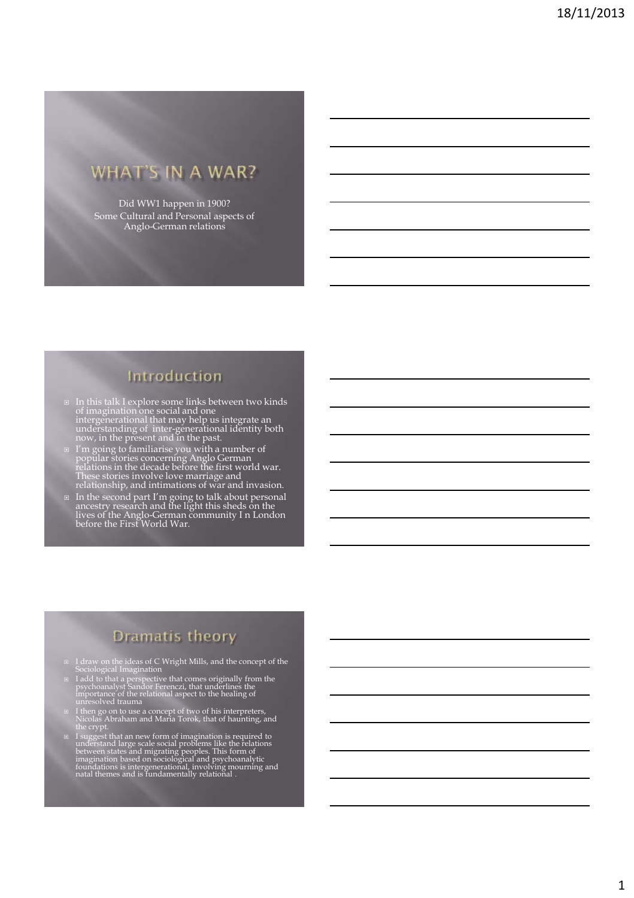# WHAT'S IN A WAR?

Did WW1 happen in 1900?
Some Cultural and Personal aspects of Anglo-German relations

## Introduction

- In this talk I explore some links between two kinds of imagination one social and one intergenerational that may help us integrate an understanding of inter-generational identity both now, in the present and in the past.
- I'm going to familiarise you with a number of popular stories concerning Anglo German relations in the decade before the first world war. These stories involve love marriage and relationship, and intimations of war and invasion.
- In the second part I'm going to talk about personal ancestry research and the light this sheds on the lives of the Anglo-German community I n London before the First World War.

## Dramatis theory

- I draw on the ideas of C Wright Mills, and the concept of the Sociological Imagination
- I add to that a perspective that comes originally from the psychoanalyst Sandor Ferenczi, that underlines the importance of the relational aspect to the healing of unresolved trauma
- I then go on to use a concept of two of his interpreters, Nicolas Abraham and Maria Torok, that of haunting, and the crypt.
- I suggest that an new form of imagination is required to understand large scale social problems like the relations between states and migrating peoples. This form of imagination based on sociological and psychoanalytic foundations is intergenerational, involving mourning and natal themes and is fundamentally relational .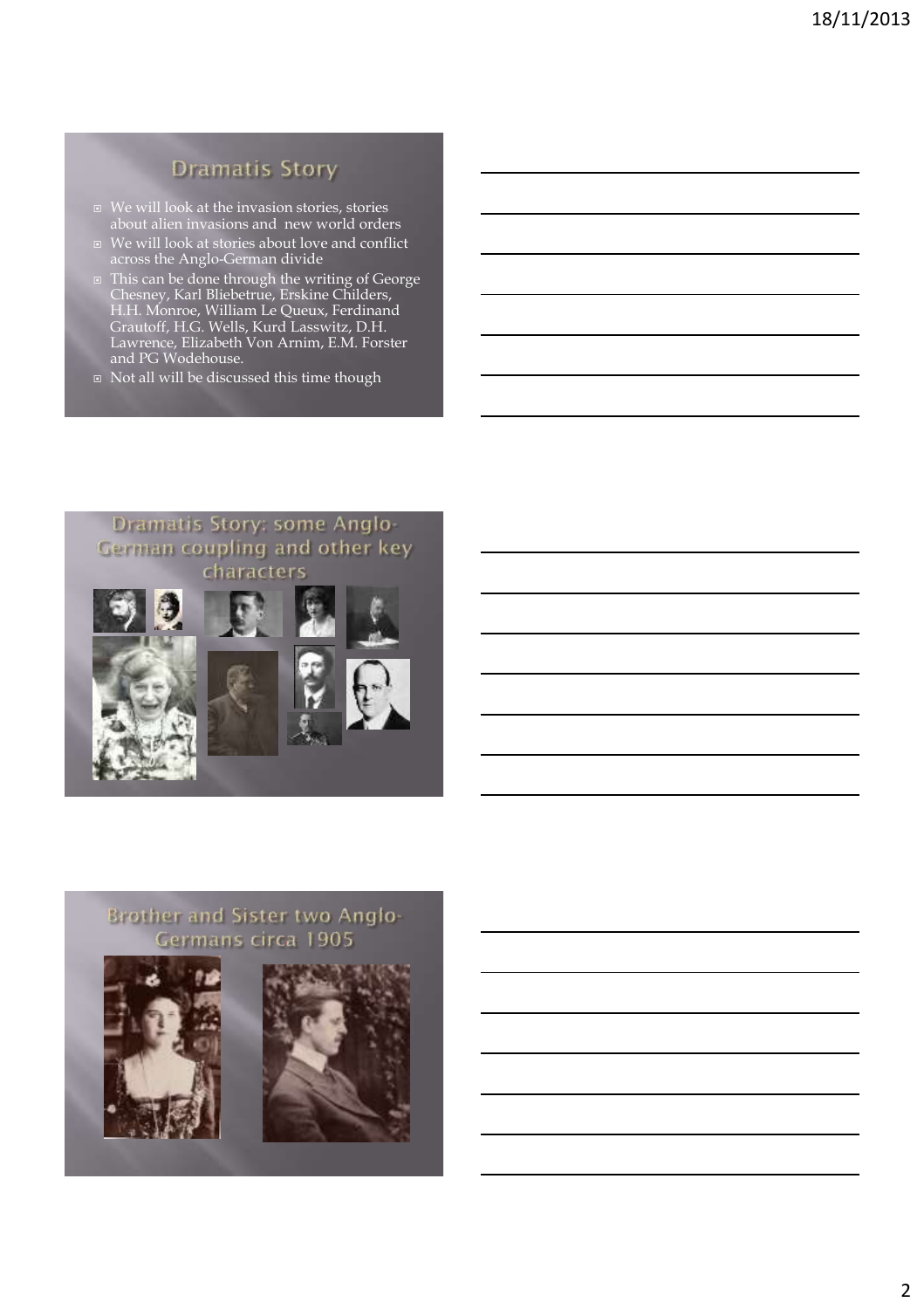## Dramatis Story

- We will look at the invasion stories, stories about alien invasions and new world orders
- We will look at stories about love and conflict across the Anglo-German divide
- This can be done through the writing of George Chesney, Karl Bliebetrue, Erskine Childers, H.H. Monroe, William Le Queux, Ferdinand Grautoff, H.G. Wells, Kurd Lasswitz, D.H. Lawrence, Elizabeth Von Arnim, E.M. Forster and PG Wodehouse.
- Not all will be discussed this time though

## Dramatis Story: some Anglo-German coupling and other key characters

## Brother and Sister two Anglo-Germans circa 1905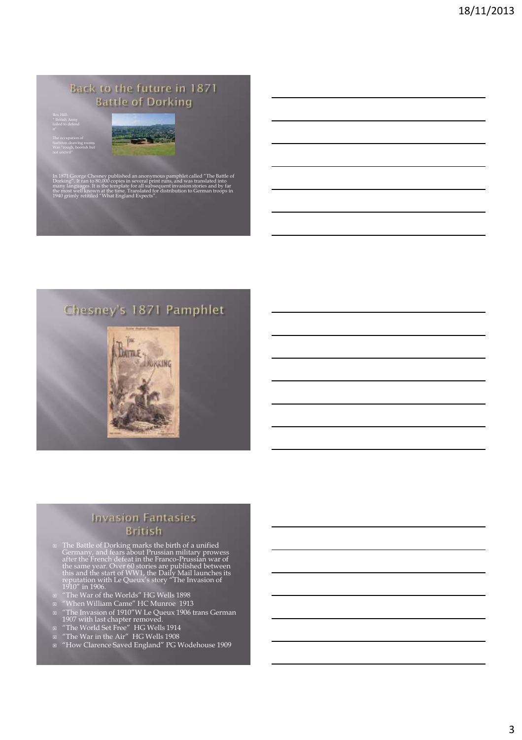## Back to the future in 1871
## Battle of Dorking

Box Hill-
" British Army failed to defend it"

The occupation of Surbiton drawing rooms Was "rough, boorish but not uncivil"

In 1871 George Chesney published an anonymous pamphlet called "The Battle of Dorking". It ran to 80,000 copies in several print runs, and was translated into many languages. It is the template for all subsequent invasion stories and by far the most well known at the time. Translated for distribution to German troops in 1940 grimly retitiled "What England Expects".

## Chesney's 1871 Pamphlet

## Invasion Fantasies
## British

- The Battle of Dorking marks the birth of a unified Germany, and fears about Prussian military prowess after the French defeat in the Franco-Prussian war of the same year. Over 60 stories are published between this and the start of WW1, the Daily Mail launches its reputation with Le Queux's story "The Invasion of 1910" in 1906.
- "The War of the Worlds" HG Wells 1898
- "When William Came" HC Munroe 1913
- "The Invasion of 1910"W Le Queux 1906 trans German 1907 with last chapter removed.
- "The World Set Free" HG Wells 1914
- "The War in the Air" HG Wells 1908
- "How Clarence Saved England" PG Wodehouse 1909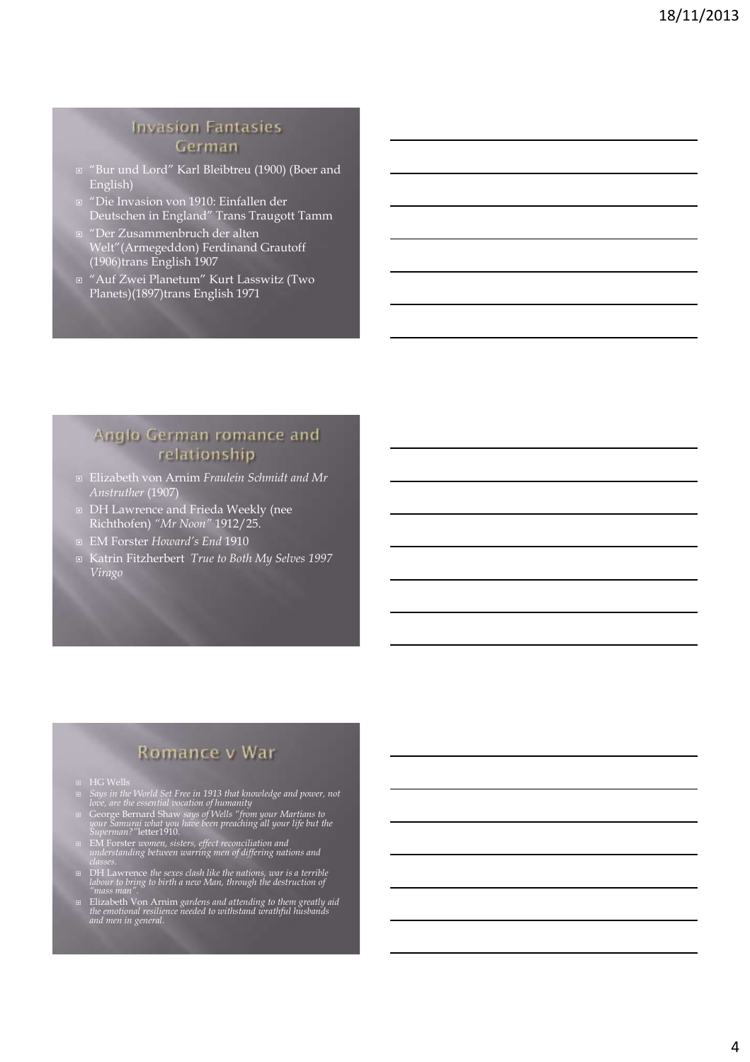## Invasion Fantasies German

- "Bur und Lord" Karl Bleibtreu (1900) (Boer and English)
- "Die Invasion von 1910: Einfallen der Deutschen in England" Trans Traugott Tamm
- "Der Zusammenbruch der alten Welt"(Armegeddon) Ferdinand Grautoff (1906)trans English 1907
- "Auf Zwei Planetum" Kurt Lasswitz (Two Planets)(1897)trans English 1971

## Anglo German romance and relationship

- Elizabeth von Arnim *Fraulein Schmidt and Mr Anstruther* (1907)
- DH Lawrence and Frieda Weekly (nee Richthofen) *"Mr Noon"* 1912/25.
- EM Forster *Howard's End* 1910
- Katrin Fitzherbert *True to Both My Selves 1997 Virago*

## Romance v War

- HG Wells
- *Says in the World Set Free in 1913 that knowledge and power, not love, are the essential vocation of humanity*
- George Bernard Shaw *says of Wells "from your Martians to your Samurai what you have been preaching all your life but the Superman?"* letter1910.
- EM Forster *women, sisters, effect reconciliation and understanding between warring men of differing nations and classes.*
- DH Lawrence *the sexes clash like the nations, war is a terrible labour to bring to birth a new Man, through the destruction of "mass man".*
- Elizabeth Von Arnim *gardens and attending to them greatly aid the emotional resilience needed to withstand wrathful husbands and men in general.*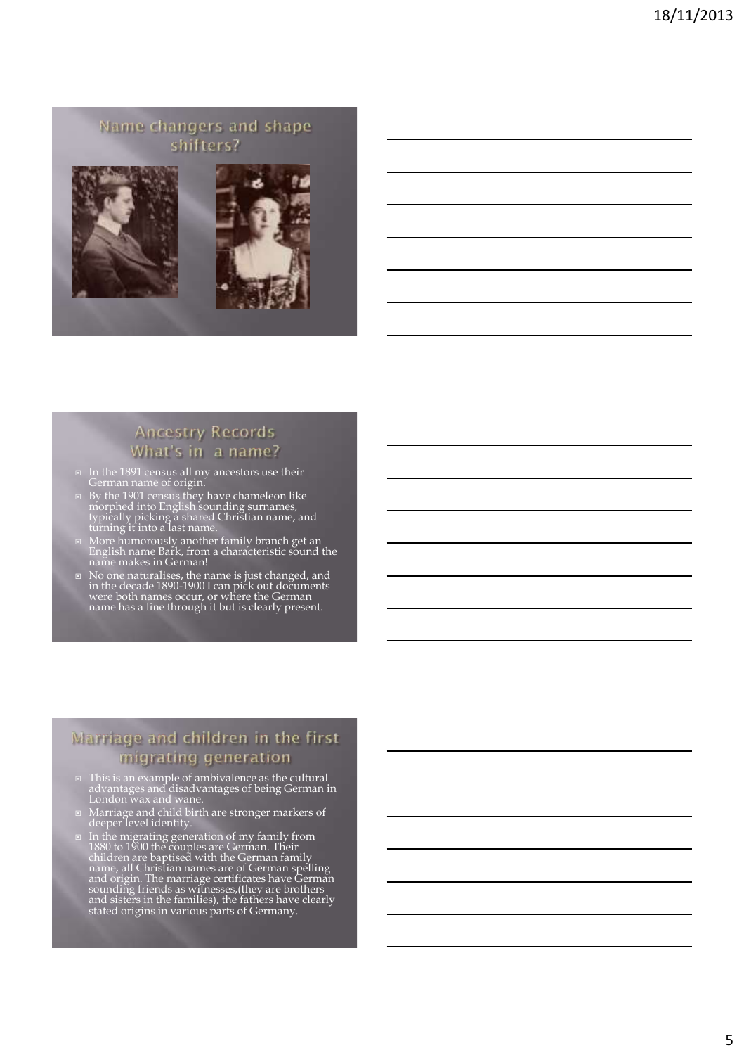## Name changers and shape shifters?

## Ancestry Records What's in a name?

- In the 1891 census all my ancestors use their German name of origin.
- By the 1901 census they have chameleon like morphed into English sounding surnames, typically picking a shared Christian name, and turning it into a last name.
- More humorously another family branch get an English name Bark, from a characteristic sound the name makes in German!
- No one naturalises, the name is just changed, and in the decade 1890-1900 I can pick out documents were both names occur, or where the German name has a line through it but is clearly present.

## Marriage and children in the first migrating generation

- This is an example of ambivalence as the cultural advantages and disadvantages of being German in London wax and wane.
- Marriage and child birth are stronger markers of deeper level identity.
- In the migrating generation of my family from 1880 to 1900 the couples are German. Their children are baptised with the German family name, all Christian names are of German spelling and origin. The marriage certificates have German sounding friends as witnesses,(they are brothers and sisters in the families), the fathers have clearly stated origins in various parts of Germany.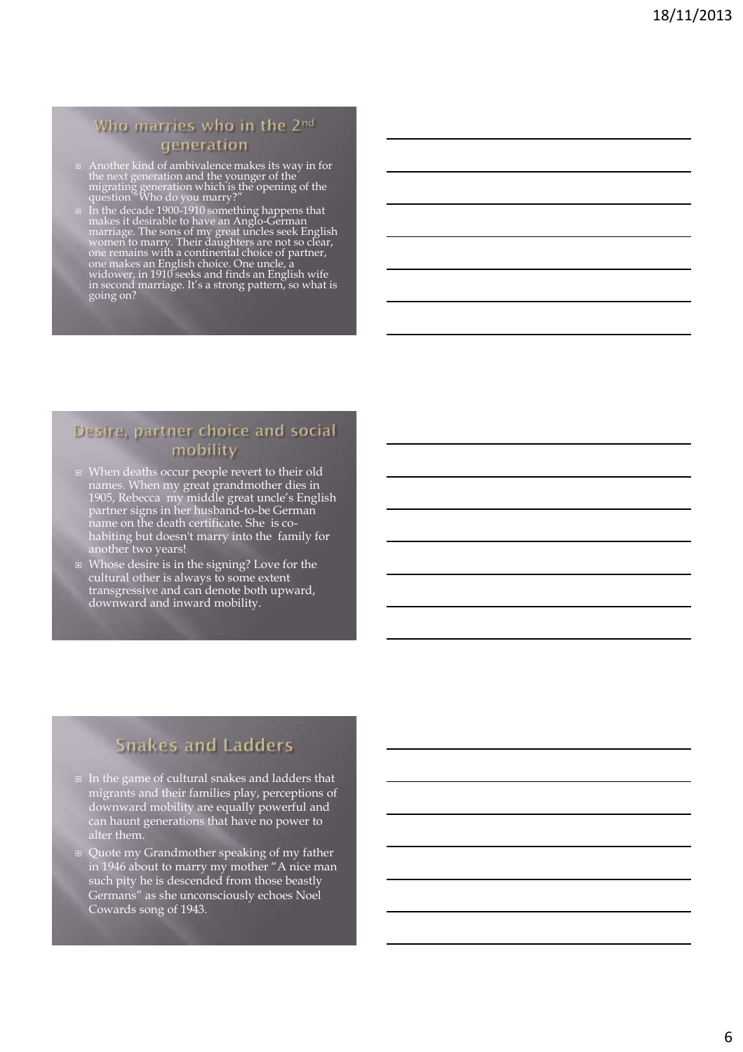## Who marries who in the 2nd generation

- Another kind of ambivalence makes its way in for the next generation and the younger of the migrating generation which is the opening of the question "Who do you marry?"
- In the decade 1900-1910 something happens that makes it desirable to have an Anglo-German marriage. The sons of my great uncles seek English women to marry. Their daughters are not so clear, one remains with a continental choice of partner, one makes an English choice. One uncle, a widower, in 1910 seeks and finds an English wife in second marriage. It's a strong pattern, so what is going on?

## Desire, partner choice and social mobility

- When deaths occur people revert to their old names. When my great grandmother dies in 1905, Rebecca my middle great uncle's English partner signs in her husband-to-be German name on the death certificate. She is co-habiting but doesn't marry into the family for another two years!
- Whose desire is in the signing? Love for the cultural other is always to some extent transgressive and can denote both upward, downward and inward mobility.

## Snakes and Ladders

- In the game of cultural snakes and ladders that migrants and their families play, perceptions of downward mobility are equally powerful and can haunt generations that have no power to alter them.
- Quote my Grandmother speaking of my father in 1946 about to marry my mother "A nice man such pity he is descended from those beastly Germans" as she unconsciously echoes Noel Cowards song of 1943.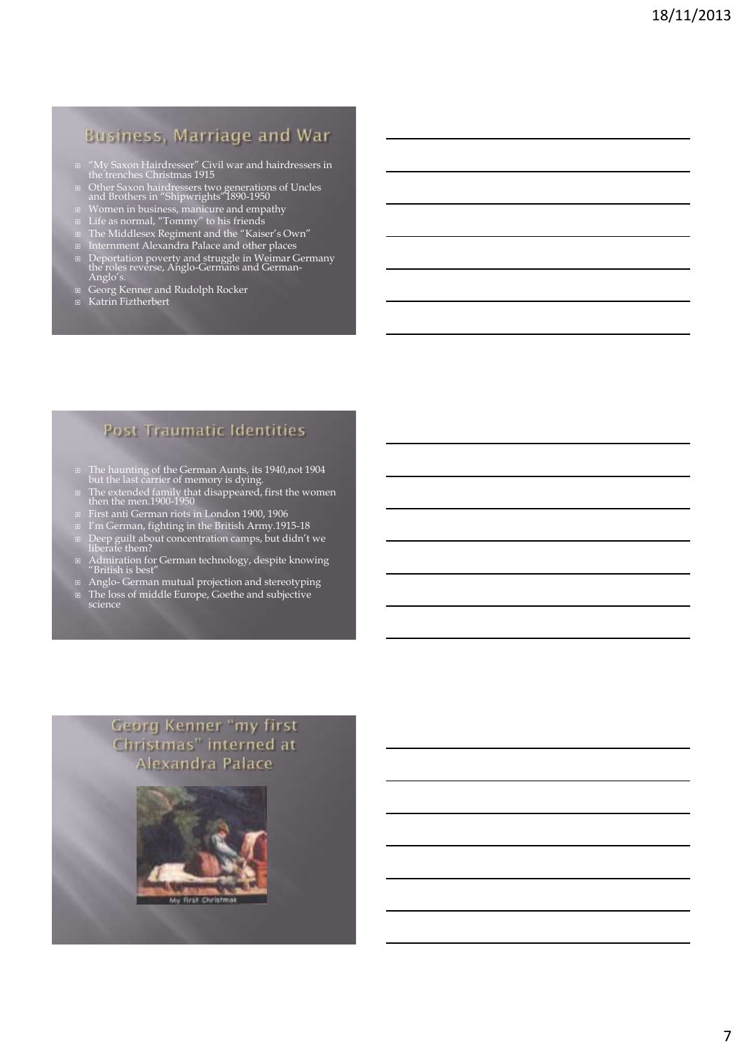## Business, Marriage and War

- "My Saxon Hairdresser" Civil war and hairdressers in the trenches Christmas 1915
- Other Saxon hairdressers two generations of Uncles and Brothers in "Shipwrights"1890-1950
- Women in business, manicure and empathy
- Life as normal, "Tommy" to his friends
- The Middlesex Regiment and the "Kaiser's Own"
- Internment Alexandra Palace and other places
- Deportation poverty and struggle in Weimar Germany the roles reverse, Anglo-Germans and German-Anglo's.
- Georg Kenner and Rudolph Rocker
- Katrin Fiztherbert

## Post Traumatic Identities

- The haunting of the German Aunts, its 1940,not 1904 but the last carrier of memory is dying.
- The extended family that disappeared, first the women then the men.1900-1950
- First anti German riots in London 1900, 1906
- I'm German, fighting in the British Army.1915-18
- Deep guilt about concentration camps, but didn't we liberate them?
- Admiration for German technology, despite knowing "British is best"
- Anglo- German mutual projection and stereotyping
- The loss of middle Europe, Goethe and subjective science

## Georg Kenner "my first Christmas" interned at Alexandra Palace

My first Christmas